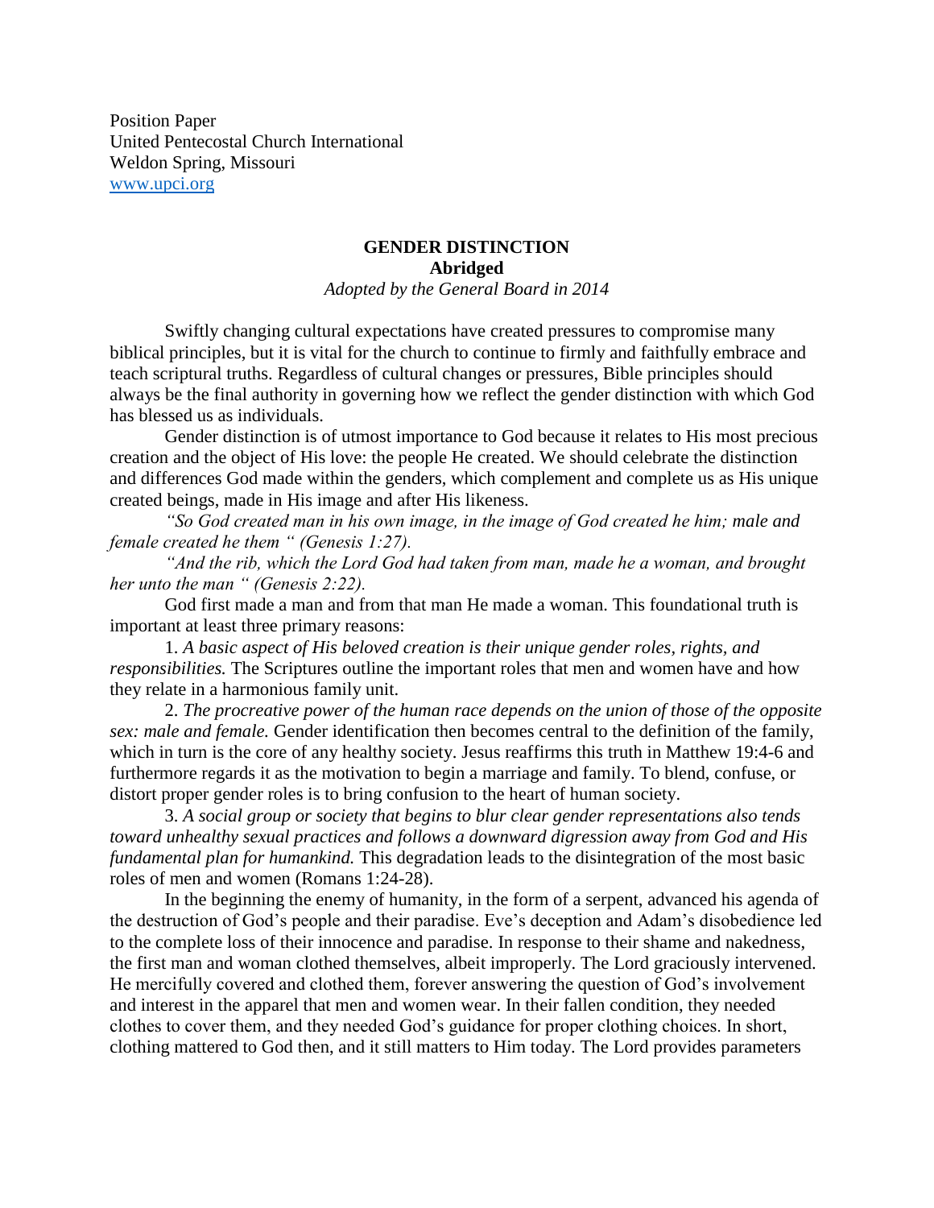Position Paper
United Pentecostal Church International
Weldon Spring, Missouri
www.upci.org

# GENDER DISTINCTION
## Abridged
*Adopted by the General Board in 2014*

Swiftly changing cultural expectations have created pressures to compromise many biblical principles, but it is vital for the church to continue to firmly and faithfully embrace and teach scriptural truths. Regardless of cultural changes or pressures, Bible principles should always be the final authority in governing how we reflect the gender distinction with which God has blessed us as individuals.

Gender distinction is of utmost importance to God because it relates to His most precious creation and the object of His love: the people He created. We should celebrate the distinction and differences God made within the genders, which complement and complete us as His unique created beings, made in His image and after His likeness.

*"So God created man in his own image, in the image of God created he him; male and female created he them " (Genesis 1:27).*

*"And the rib, which the Lord God had taken from man, made he a woman, and brought her unto the man " (Genesis 2:22).*

God first made a man and from that man He made a woman. This foundational truth is important at least three primary reasons:

1. *A basic aspect of His beloved creation is their unique gender roles, rights, and responsibilities.* The Scriptures outline the important roles that men and women have and how they relate in a harmonious family unit.

2. *The procreative power of the human race depends on the union of those of the opposite sex: male and female.* Gender identification then becomes central to the definition of the family, which in turn is the core of any healthy society. Jesus reaffirms this truth in Matthew 19:4-6 and furthermore regards it as the motivation to begin a marriage and family. To blend, confuse, or distort proper gender roles is to bring confusion to the heart of human society.

3. *A social group or society that begins to blur clear gender representations also tends toward unhealthy sexual practices and follows a downward digression away from God and His fundamental plan for humankind.* This degradation leads to the disintegration of the most basic roles of men and women (Romans 1:24-28).

In the beginning the enemy of humanity, in the form of a serpent, advanced his agenda of the destruction of God's people and their paradise. Eve's deception and Adam's disobedience led to the complete loss of their innocence and paradise. In response to their shame and nakedness, the first man and woman clothed themselves, albeit improperly. The Lord graciously intervened. He mercifully covered and clothed them, forever answering the question of God's involvement and interest in the apparel that men and women wear. In their fallen condition, they needed clothes to cover them, and they needed God's guidance for proper clothing choices. In short, clothing mattered to God then, and it still matters to Him today. The Lord provides parameters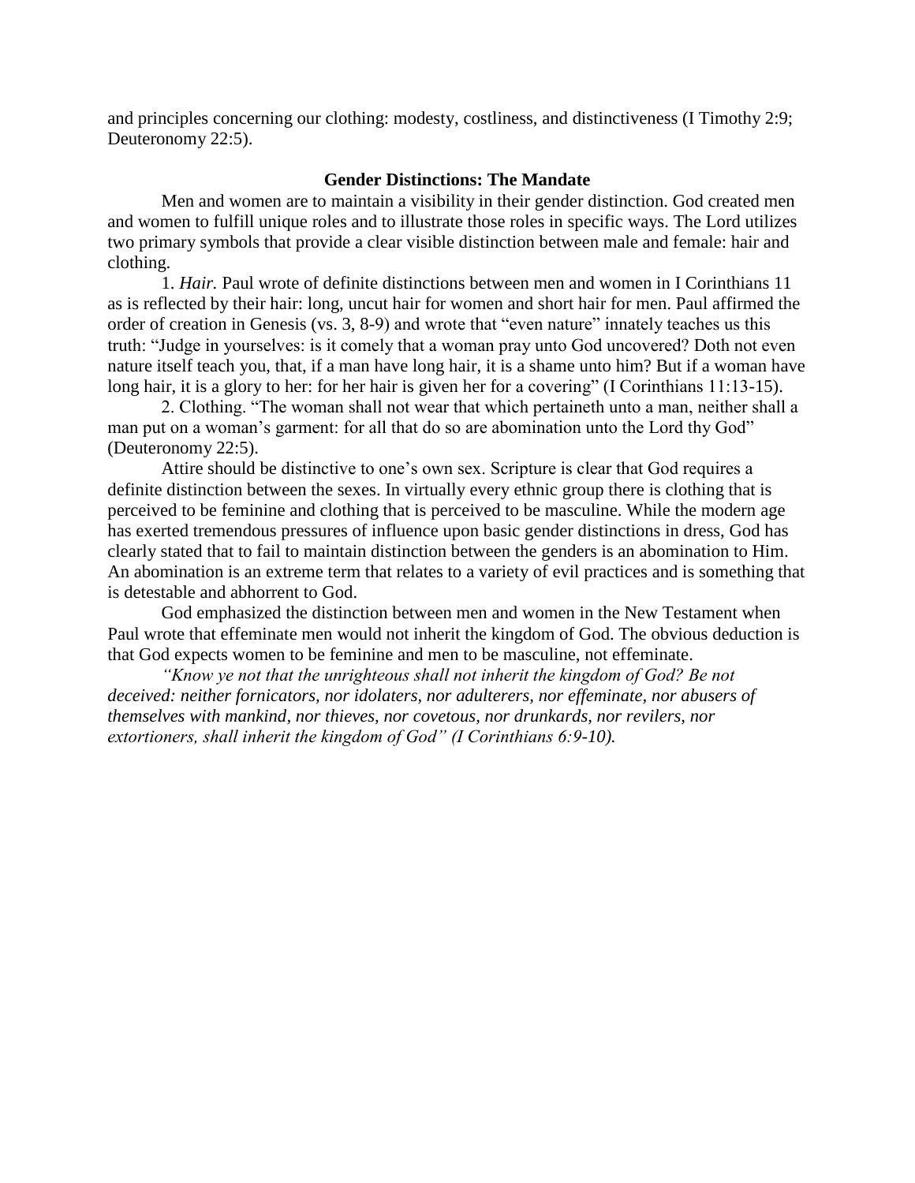and principles concerning our clothing: modesty, costliness, and distinctiveness (I Timothy 2:9; Deuteronomy 22:5).

## Gender Distinctions: The Mandate

Men and women are to maintain a visibility in their gender distinction. God created men and women to fulfill unique roles and to illustrate those roles in specific ways. The Lord utilizes two primary symbols that provide a clear visible distinction between male and female: hair and clothing.

1. *Hair.* Paul wrote of definite distinctions between men and women in I Corinthians 11 as is reflected by their hair: long, uncut hair for women and short hair for men. Paul affirmed the order of creation in Genesis (vs. 3, 8-9) and wrote that "even nature" innately teaches us this truth: "Judge in yourselves: is it comely that a woman pray unto God uncovered? Doth not even nature itself teach you, that, if a man have long hair, it is a shame unto him? But if a woman have long hair, it is a glory to her: for her hair is given her for a covering" (I Corinthians 11:13-15).

2. Clothing. "The woman shall not wear that which pertaineth unto a man, neither shall a man put on a woman's garment: for all that do so are abomination unto the Lord thy God" (Deuteronomy 22:5).

Attire should be distinctive to one's own sex. Scripture is clear that God requires a definite distinction between the sexes. In virtually every ethnic group there is clothing that is perceived to be feminine and clothing that is perceived to be masculine. While the modern age has exerted tremendous pressures of influence upon basic gender distinctions in dress, God has clearly stated that to fail to maintain distinction between the genders is an abomination to Him. An abomination is an extreme term that relates to a variety of evil practices and is something that is detestable and abhorrent to God.

God emphasized the distinction between men and women in the New Testament when Paul wrote that effeminate men would not inherit the kingdom of God. The obvious deduction is that God expects women to be feminine and men to be masculine, not effeminate.

*"Know ye not that the unrighteous shall not inherit the kingdom of God? Be not deceived: neither fornicators, nor idolaters, nor adulterers, nor effeminate, nor abusers of themselves with mankind, nor thieves, nor covetous, nor drunkards, nor revilers, nor extortioners, shall inherit the kingdom of God" (I Corinthians 6:9-10).*